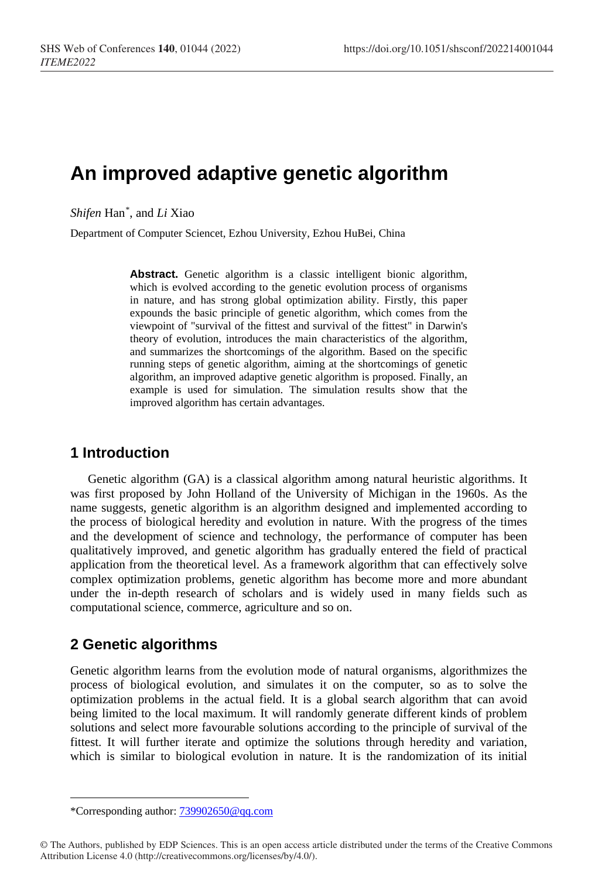# An improved adaptive genetic algorithm

*Shifen* Han*, and *Li* Xiao

Department of Computer Sciencet, Ezhou University, Ezhou HuBei, China

> **Abstract.** Genetic algorithm is a classic intelligent bionic algorithm, which is evolved according to the genetic evolution process of organisms in nature, and has strong global optimization ability. Firstly, this paper expounds the basic principle of genetic algorithm, which comes from the viewpoint of "survival of the fittest and survival of the fittest" in Darwin's theory of evolution, introduces the main characteristics of the algorithm, and summarizes the shortcomings of the algorithm. Based on the specific running steps of genetic algorithm, aiming at the shortcomings of genetic algorithm, an improved adaptive genetic algorithm is proposed. Finally, an example is used for simulation. The simulation results show that the improved algorithm has certain advantages.

## 1 Introduction

Genetic algorithm (GA) is a classical algorithm among natural heuristic algorithms. It was first proposed by John Holland of the University of Michigan in the 1960s. As the name suggests, genetic algorithm is an algorithm designed and implemented according to the process of biological heredity and evolution in nature. With the progress of the times and the development of science and technology, the performance of computer has been qualitatively improved, and genetic algorithm has gradually entered the field of practical application from the theoretical level. As a framework algorithm that can effectively solve complex optimization problems, genetic algorithm has become more and more abundant under the in-depth research of scholars and is widely used in many fields such as computational science, commerce, agriculture and so on.

## 2 Genetic algorithms

Genetic algorithm learns from the evolution mode of natural organisms, algorithmizes the process of biological evolution, and simulates it on the computer, so as to solve the optimization problems in the actual field. It is a global search algorithm that can avoid being limited to the local maximum. It will randomly generate different kinds of problem solutions and select more favourable solutions according to the principle of survival of the fittest. It will further iterate and optimize the solutions through heredity and variation, which is similar to biological evolution in nature. It is the randomization of its initial

*Corresponding author: 739902650@qq.com

© The Authors, published by EDP Sciences. This is an open access article distributed under the terms of the Creative Commons Attribution License 4.0 (http://creativecommons.org/licenses/by/4.0/).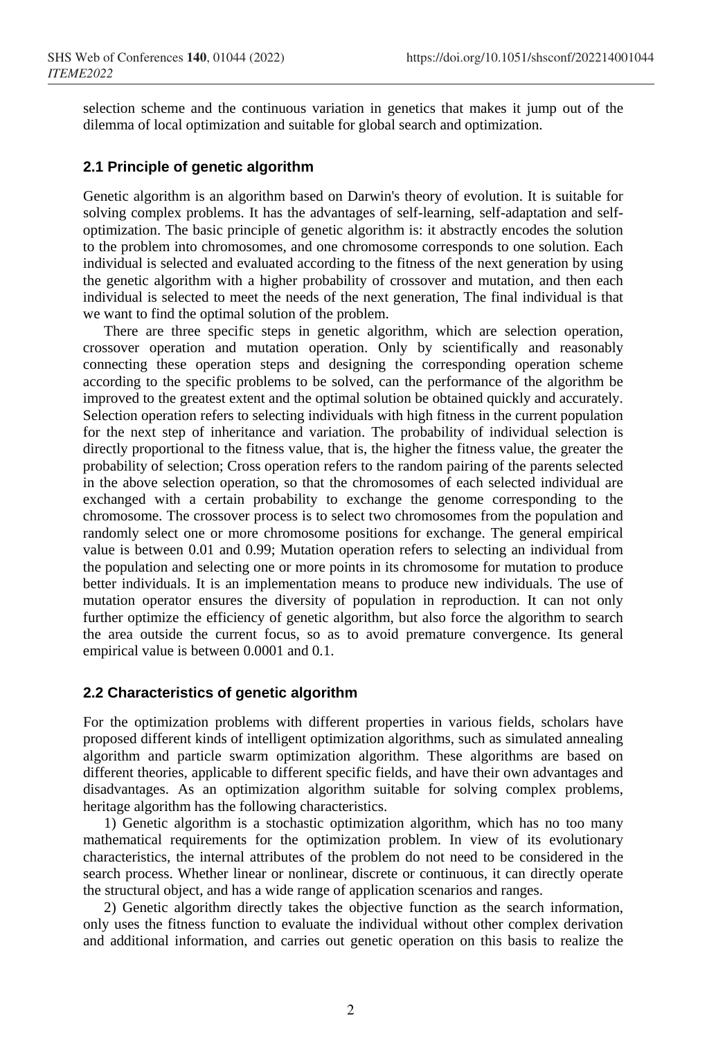selection scheme and the continuous variation in genetics that makes it jump out of the dilemma of local optimization and suitable for global search and optimization.

### 2.1 Principle of genetic algorithm

Genetic algorithm is an algorithm based on Darwin's theory of evolution. It is suitable for solving complex problems. It has the advantages of self-learning, self-adaptation and self-optimization. The basic principle of genetic algorithm is: it abstractly encodes the solution to the problem into chromosomes, and one chromosome corresponds to one solution. Each individual is selected and evaluated according to the fitness of the next generation by using the genetic algorithm with a higher probability of crossover and mutation, and then each individual is selected to meet the needs of the next generation, The final individual is that we want to find the optimal solution of the problem.

There are three specific steps in genetic algorithm, which are selection operation, crossover operation and mutation operation. Only by scientifically and reasonably connecting these operation steps and designing the corresponding operation scheme according to the specific problems to be solved, can the performance of the algorithm be improved to the greatest extent and the optimal solution be obtained quickly and accurately. Selection operation refers to selecting individuals with high fitness in the current population for the next step of inheritance and variation. The probability of individual selection is directly proportional to the fitness value, that is, the higher the fitness value, the greater the probability of selection; Cross operation refers to the random pairing of the parents selected in the above selection operation, so that the chromosomes of each selected individual are exchanged with a certain probability to exchange the genome corresponding to the chromosome. The crossover process is to select two chromosomes from the population and randomly select one or more chromosome positions for exchange. The general empirical value is between 0.01 and 0.99; Mutation operation refers to selecting an individual from the population and selecting one or more points in its chromosome for mutation to produce better individuals. It is an implementation means to produce new individuals. The use of mutation operator ensures the diversity of population in reproduction. It can not only further optimize the efficiency of genetic algorithm, but also force the algorithm to search the area outside the current focus, so as to avoid premature convergence. Its general empirical value is between 0.0001 and 0.1.

### 2.2 Characteristics of genetic algorithm

For the optimization problems with different properties in various fields, scholars have proposed different kinds of intelligent optimization algorithms, such as simulated annealing algorithm and particle swarm optimization algorithm. These algorithms are based on different theories, applicable to different specific fields, and have their own advantages and disadvantages. As an optimization algorithm suitable for solving complex problems, heritage algorithm has the following characteristics.

1) Genetic algorithm is a stochastic optimization algorithm, which has no too many mathematical requirements for the optimization problem. In view of its evolutionary characteristics, the internal attributes of the problem do not need to be considered in the search process. Whether linear or nonlinear, discrete or continuous, it can directly operate the structural object, and has a wide range of application scenarios and ranges.

2) Genetic algorithm directly takes the objective function as the search information, only uses the fitness function to evaluate the individual without other complex derivation and additional information, and carries out genetic operation on this basis to realize the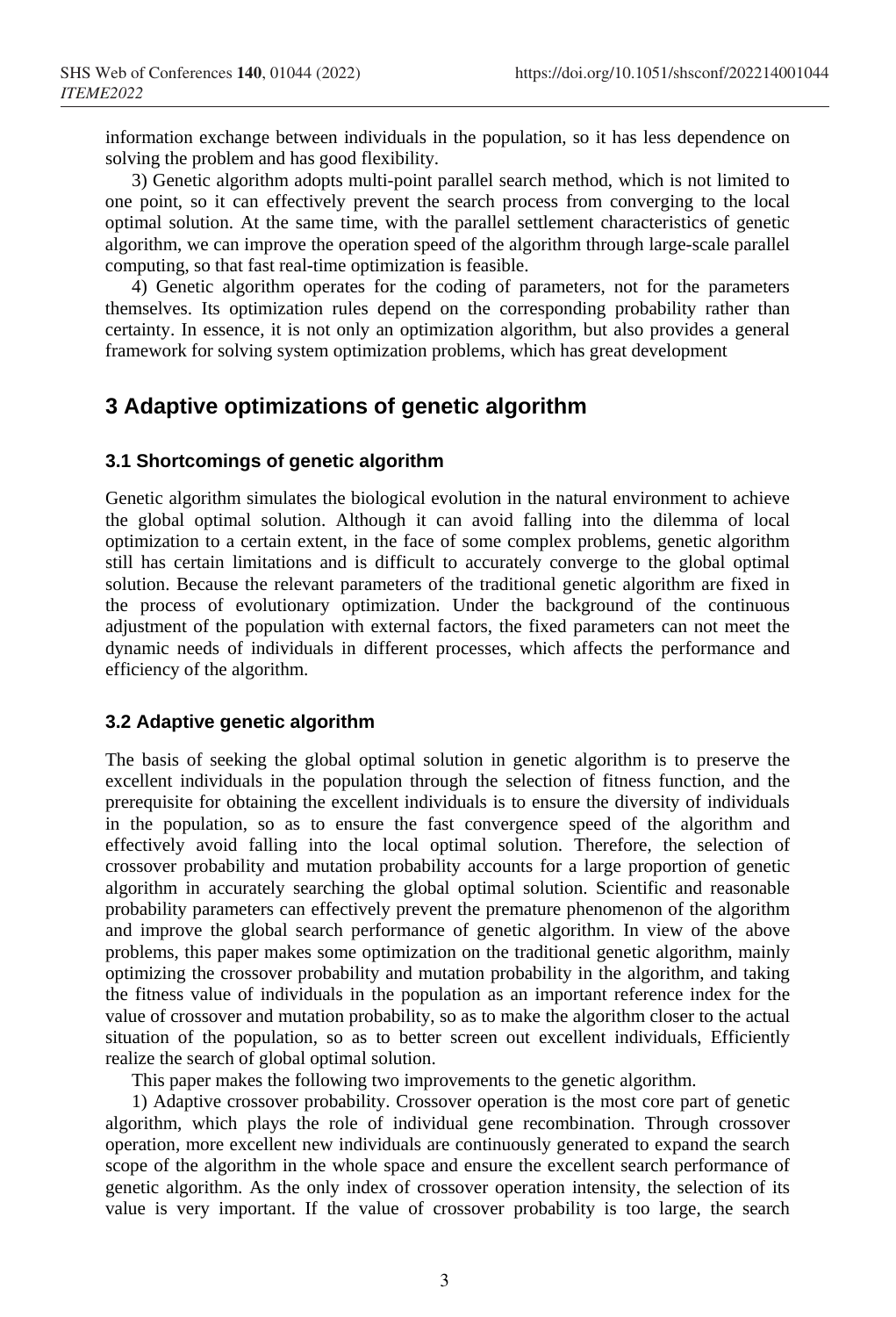information exchange between individuals in the population, so it has less dependence on solving the problem and has good flexibility.

3) Genetic algorithm adopts multi-point parallel search method, which is not limited to one point, so it can effectively prevent the search process from converging to the local optimal solution. At the same time, with the parallel settlement characteristics of genetic algorithm, we can improve the operation speed of the algorithm through large-scale parallel computing, so that fast real-time optimization is feasible.

4) Genetic algorithm operates for the coding of parameters, not for the parameters themselves. Its optimization rules depend on the corresponding probability rather than certainty. In essence, it is not only an optimization algorithm, but also provides a general framework for solving system optimization problems, which has great development

## 3 Adaptive optimizations of genetic algorithm

### 3.1 Shortcomings of genetic algorithm

Genetic algorithm simulates the biological evolution in the natural environment to achieve the global optimal solution. Although it can avoid falling into the dilemma of local optimization to a certain extent, in the face of some complex problems, genetic algorithm still has certain limitations and is difficult to accurately converge to the global optimal solution. Because the relevant parameters of the traditional genetic algorithm are fixed in the process of evolutionary optimization. Under the background of the continuous adjustment of the population with external factors, the fixed parameters can not meet the dynamic needs of individuals in different processes, which affects the performance and efficiency of the algorithm.

### 3.2 Adaptive genetic algorithm

The basis of seeking the global optimal solution in genetic algorithm is to preserve the excellent individuals in the population through the selection of fitness function, and the prerequisite for obtaining the excellent individuals is to ensure the diversity of individuals in the population, so as to ensure the fast convergence speed of the algorithm and effectively avoid falling into the local optimal solution. Therefore, the selection of crossover probability and mutation probability accounts for a large proportion of genetic algorithm in accurately searching the global optimal solution. Scientific and reasonable probability parameters can effectively prevent the premature phenomenon of the algorithm and improve the global search performance of genetic algorithm. In view of the above problems, this paper makes some optimization on the traditional genetic algorithm, mainly optimizing the crossover probability and mutation probability in the algorithm, and taking the fitness value of individuals in the population as an important reference index for the value of crossover and mutation probability, so as to make the algorithm closer to the actual situation of the population, so as to better screen out excellent individuals, Efficiently realize the search of global optimal solution.

This paper makes the following two improvements to the genetic algorithm.

1) Adaptive crossover probability. Crossover operation is the most core part of genetic algorithm, which plays the role of individual gene recombination. Through crossover operation, more excellent new individuals are continuously generated to expand the search scope of the algorithm in the whole space and ensure the excellent search performance of genetic algorithm. As the only index of crossover operation intensity, the selection of its value is very important. If the value of crossover probability is too large, the search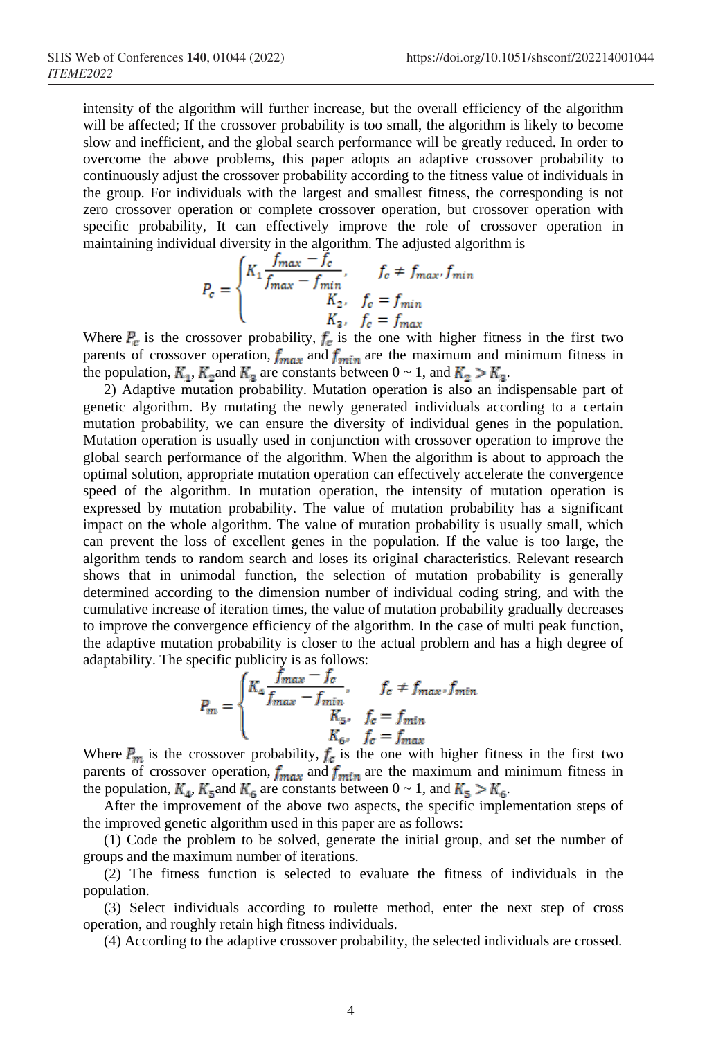intensity of the algorithm will further increase, but the overall efficiency of the algorithm will be affected; If the crossover probability is too small, the algorithm is likely to become slow and inefficient, and the global search performance will be greatly reduced. In order to overcome the above problems, this paper adopts an adaptive crossover probability to continuously adjust the crossover probability according to the fitness value of individuals in the group. For individuals with the largest and smallest fitness, the corresponding is not zero crossover operation or complete crossover operation, but crossover operation with specific probability, It can effectively improve the role of crossover operation in maintaining individual diversity in the algorithm. The adjusted algorithm is

$$P_c = \begin{cases} K_1 \dfrac{f_{max} - f_c}{f_{max} - f_{min}}, & f_c \neq f_{max}, f_{min} \\ K_2, & f_c = f_{min} \\ K_3, & f_c = f_{max} \end{cases}$$

Where $P_c$ is the crossover probability, $f_c$ is the one with higher fitness in the first two parents of crossover operation, $f_{max}$ and $f_{min}$ are the maximum and minimum fitness in the population, $K_1$, $K_2$and $K_3$ are constants between 0 ~ 1, and $K_2 > K_3$.

2) Adaptive mutation probability. Mutation operation is also an indispensable part of genetic algorithm. By mutating the newly generated individuals according to a certain mutation probability, we can ensure the diversity of individual genes in the population. Mutation operation is usually used in conjunction with crossover operation to improve the global search performance of the algorithm. When the algorithm is about to approach the optimal solution, appropriate mutation operation can effectively accelerate the convergence speed of the algorithm. In mutation operation, the intensity of mutation operation is expressed by mutation probability. The value of mutation probability has a significant impact on the whole algorithm. The value of mutation probability is usually small, which can prevent the loss of excellent genes in the population. If the value is too large, the algorithm tends to random search and loses its original characteristics. Relevant research shows that in unimodal function, the selection of mutation probability is generally determined according to the dimension number of individual coding string, and with the cumulative increase of iteration times, the value of mutation probability gradually decreases to improve the convergence efficiency of the algorithm. In the case of multi peak function, the adaptive mutation probability is closer to the actual problem and has a high degree of adaptability. The specific publicity is as follows:

$$P_m = \begin{cases} K_4 \dfrac{f_{max} - f_c}{f_{max} - f_{min}}, & f_c \neq f_{max}, f_{min} \\ K_5, & f_c = f_{min} \\ K_6, & f_c = f_{max} \end{cases}$$

Where $P_m$ is the crossover probability, $f_c$ is the one with higher fitness in the first two parents of crossover operation, $f_{max}$ and $f_{min}$ are the maximum and minimum fitness in the population, $K_4$, $K_5$and $K_6$ are constants between 0 ~ 1, and $K_5 > K_6$.

After the improvement of the above two aspects, the specific implementation steps of the improved genetic algorithm used in this paper are as follows:

(1) Code the problem to be solved, generate the initial group, and set the number of groups and the maximum number of iterations.

(2) The fitness function is selected to evaluate the fitness of individuals in the population.

(3) Select individuals according to roulette method, enter the next step of cross operation, and roughly retain high fitness individuals.

(4) According to the adaptive crossover probability, the selected individuals are crossed.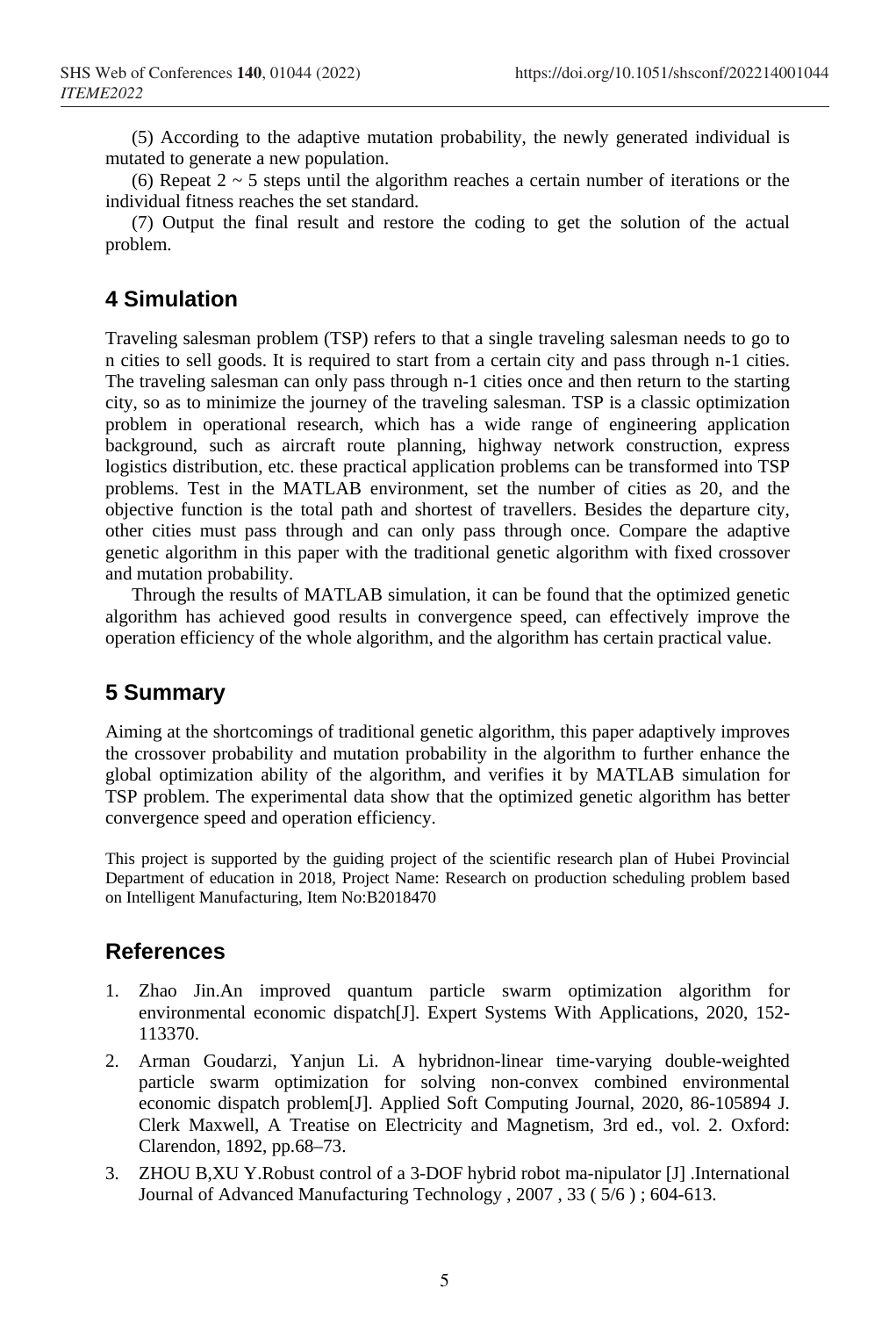(5) According to the adaptive mutation probability, the newly generated individual is mutated to generate a new population.

(6) Repeat 2 ~ 5 steps until the algorithm reaches a certain number of iterations or the individual fitness reaches the set standard.

(7) Output the final result and restore the coding to get the solution of the actual problem.

## 4 Simulation

Traveling salesman problem (TSP) refers to that a single traveling salesman needs to go to n cities to sell goods. It is required to start from a certain city and pass through n-1 cities. The traveling salesman can only pass through n-1 cities once and then return to the starting city, so as to minimize the journey of the traveling salesman. TSP is a classic optimization problem in operational research, which has a wide range of engineering application background, such as aircraft route planning, highway network construction, express logistics distribution, etc. these practical application problems can be transformed into TSP problems. Test in the MATLAB environment, set the number of cities as 20, and the objective function is the total path and shortest of travellers. Besides the departure city, other cities must pass through and can only pass through once. Compare the adaptive genetic algorithm in this paper with the traditional genetic algorithm with fixed crossover and mutation probability.

Through the results of MATLAB simulation, it can be found that the optimized genetic algorithm has achieved good results in convergence speed, can effectively improve the operation efficiency of the whole algorithm, and the algorithm has certain practical value.

## 5 Summary

Aiming at the shortcomings of traditional genetic algorithm, this paper adaptively improves the crossover probability and mutation probability in the algorithm to further enhance the global optimization ability of the algorithm, and verifies it by MATLAB simulation for TSP problem. The experimental data show that the optimized genetic algorithm has better convergence speed and operation efficiency.

This project is supported by the guiding project of the scientific research plan of Hubei Provincial Department of education in 2018, Project Name: Research on production scheduling problem based on Intelligent Manufacturing, Item No:B2018470

## References

1. Zhao Jin.An improved quantum particle swarm optimization algorithm for environmental economic dispatch[J]. Expert Systems With Applications, 2020, 152-113370.
2. Arman Goudarzi, Yanjun Li. A hybridnon-linear time-varying double-weighted particle swarm optimization for solving non-convex combined environmental economic dispatch problem[J]. Applied Soft Computing Journal, 2020, 86-105894 J. Clerk Maxwell, A Treatise on Electricity and Magnetism, 3rd ed., vol. 2. Oxford: Clarendon, 1892, pp.68–73.
3. ZHOU B,XU Y.Robust control of a 3-DOF hybrid robot ma-nipulator [J] .International Journal of Advanced Manufacturing Technology , 2007 , 33 ( 5/6 ) ; 604-613.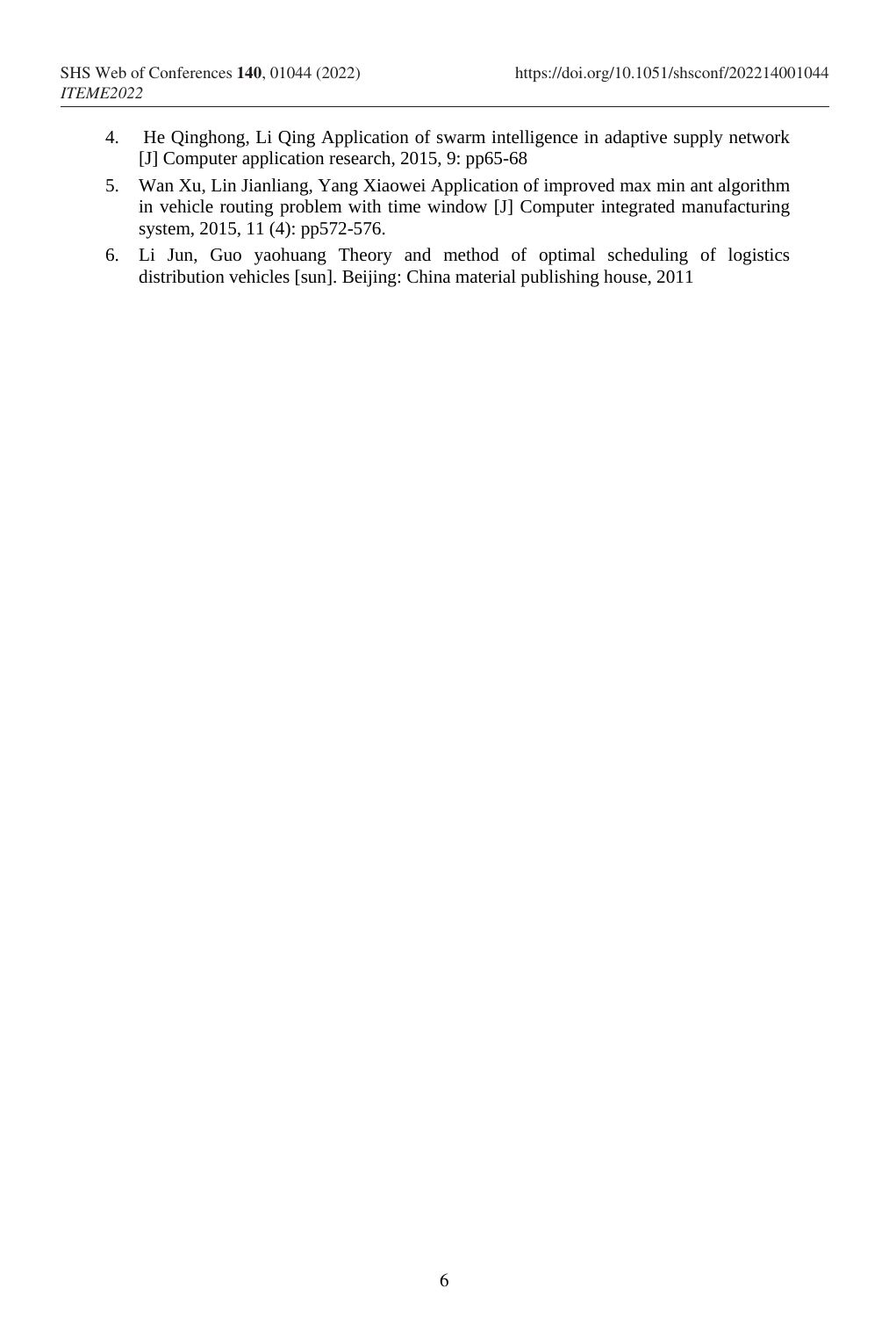4. He Qinghong, Li Qing Application of swarm intelligence in adaptive supply network [J] Computer application research, 2015, 9: pp65-68
5. Wan Xu, Lin Jianliang, Yang Xiaowei Application of improved max min ant algorithm in vehicle routing problem with time window [J] Computer integrated manufacturing system, 2015, 11 (4): pp572-576.
6. Li Jun, Guo yaohuang Theory and method of optimal scheduling of logistics distribution vehicles [sun]. Beijing: China material publishing house, 2011